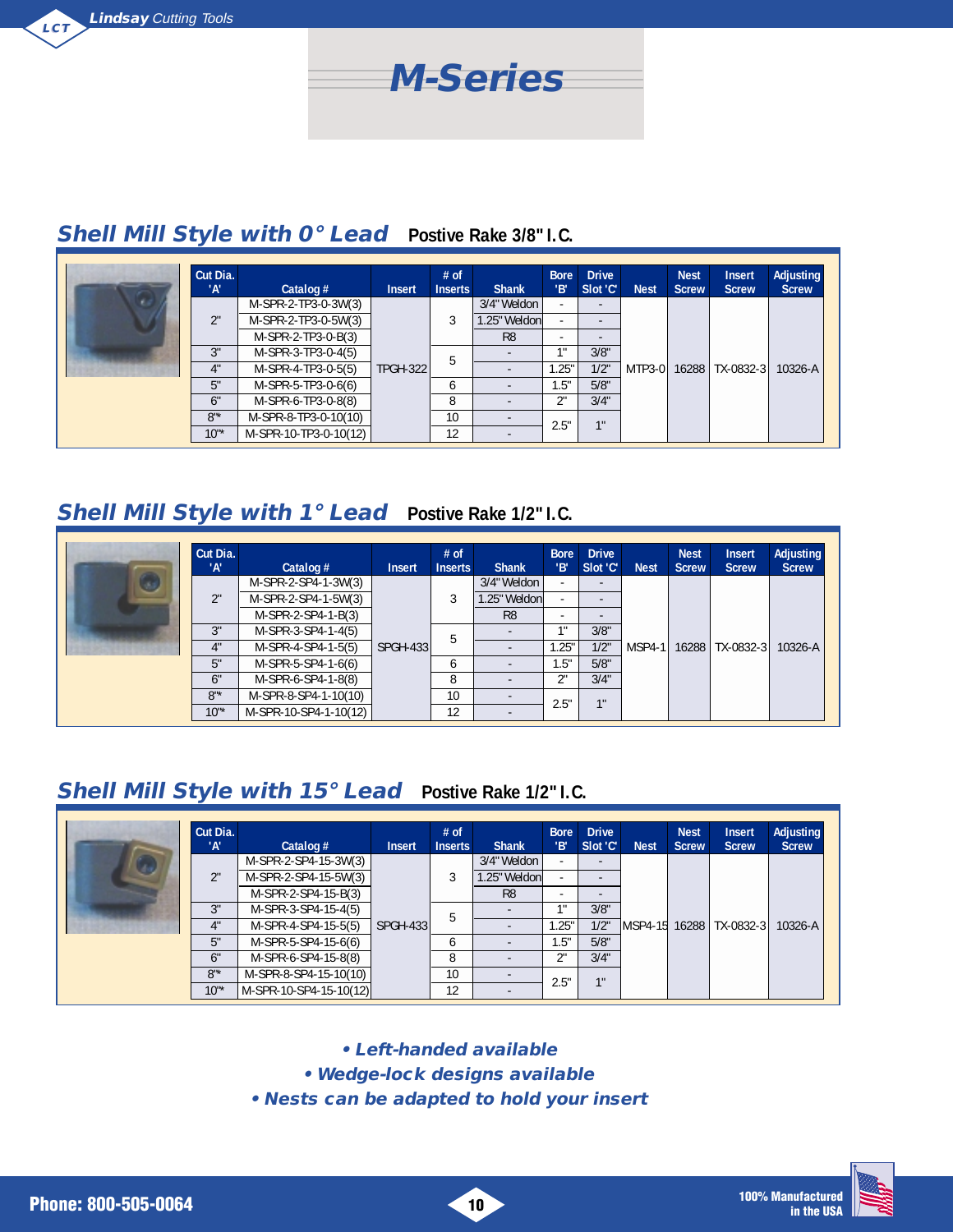# M-Series

## Shell Mill Style with 0° Lead  Postive Rake 3/8" I.C.

| Cut Dia. 'A' | Catalog # | Insert | # of Inserts | Shank | Bore 'B' | Drive Slot 'C' | Nest | Nest Screw | Insert Screw | Adjusting Screw |
|---|---|---|---|---|---|---|---|---|---|---|
| 2" | M-SPR-2-TP3-0-3W(3) | TPGH-322 | 3 | 3/4" Weldon | - | - | MTP3-0 | 16288 | TX-0832-3 | 10326-A |
| | M-SPR-2-TP3-0-5W(3) | | | 1.25" Weldon | - | - | | | | |
| | M-SPR-2-TP3-0-B(3) | | | R8 | - | - | | | | |
| 3" | M-SPR-3-TP3-0-4(5) | | 5 | - | 1" | 3/8" | | | | |
| 4" | M-SPR-4-TP3-0-5(5) | | | - | 1.25" | 1/2" | | | | |
| 5" | M-SPR-5-TP3-0-6(6) | | 6 | - | 1.5" | 5/8" | | | | |
| 6" | M-SPR-6-TP3-0-8(8) | | 8 | - | 2" | 3/4" | | | | |
| 8"* | M-SPR-8-TP3-0-10(10) | | 10 | - | 2.5" | 1" | | | | |
| 10"* | M-SPR-10-TP3-0-10(12) | | 12 | - | | | | | | |

## Shell Mill Style with 1° Lead  Postive Rake 1/2" I.C.

| Cut Dia. 'A' | Catalog # | Insert | # of Inserts | Shank | Bore 'B' | Drive Slot 'C' | Nest | Nest Screw | Insert Screw | Adjusting Screw |
|---|---|---|---|---|---|---|---|---|---|---|
| 2" | M-SPR-2-SP4-1-3W(3) | SPGH-433 | 3 | 3/4" Weldon | - | - | MSP4-1 | 16288 | TX-0832-3 | 10326-A |
| | M-SPR-2-SP4-1-5W(3) | | | 1.25" Weldon | - | - | | | | |
| | M-SPR-2-SP4-1-B(3) | | | R8 | - | - | | | | |
| 3" | M-SPR-3-SP4-1-4(5) | | 5 | - | 1" | 3/8" | | | | |
| 4" | M-SPR-4-SP4-1-5(5) | | | - | 1.25" | 1/2" | | | | |
| 5" | M-SPR-5-SP4-1-6(6) | | 6 | - | 1.5" | 5/8" | | | | |
| 6" | M-SPR-6-SP4-1-8(8) | | 8 | - | 2" | 3/4" | | | | |
| 8"* | M-SPR-8-SP4-1-10(10) | | 10 | - | 2.5" | 1" | | | | |
| 10"* | M-SPR-10-SP4-1-10(12) | | 12 | - | | | | | | |

## Shell Mill Style with 15° Lead  Postive Rake 1/2" I.C.

| Cut Dia. 'A' | Catalog # | Insert | # of Inserts | Shank | Bore 'B' | Drive Slot 'C' | Nest | Nest Screw | Insert Screw | Adjusting Screw |
|---|---|---|---|---|---|---|---|---|---|---|
| 2" | M-SPR-2-SP4-15-3W(3) | SPGH-433 | 3 | 3/4" Weldon | - | - | MSP4-15 | 16288 | TX-0832-3 | 10326-A |
| | M-SPR-2-SP4-15-5W(3) | | | 1.25" Weldon | - | - | | | | |
| | M-SPR-2-SP4-15-B(3) | | | R8 | - | - | | | | |
| 3" | M-SPR-3-SP4-15-4(5) | | 5 | - | 1" | 3/8" | | | | |
| 4" | M-SPR-4-SP4-15-5(5) | | | - | 1.25" | 1/2" | | | | |
| 5" | M-SPR-5-SP4-15-6(6) | | 6 | - | 1.5" | 5/8" | | | | |
| 6" | M-SPR-6-SP4-15-8(8) | | 8 | - | 2" | 3/4" | | | | |
| 8"* | M-SPR-8-SP4-15-10(10) | | 10 | - | 2.5" | 1" | | | | |
| 10"* | M-SPR-10-SP4-15-10(12) | | 12 | - | | | | | | |

- ***Left-handed available***
- ***Wedge-lock designs available***
- ***Nests can be adapted to hold your insert***

**Phone: 800-505-0064**

**100% Manufactured in the USA**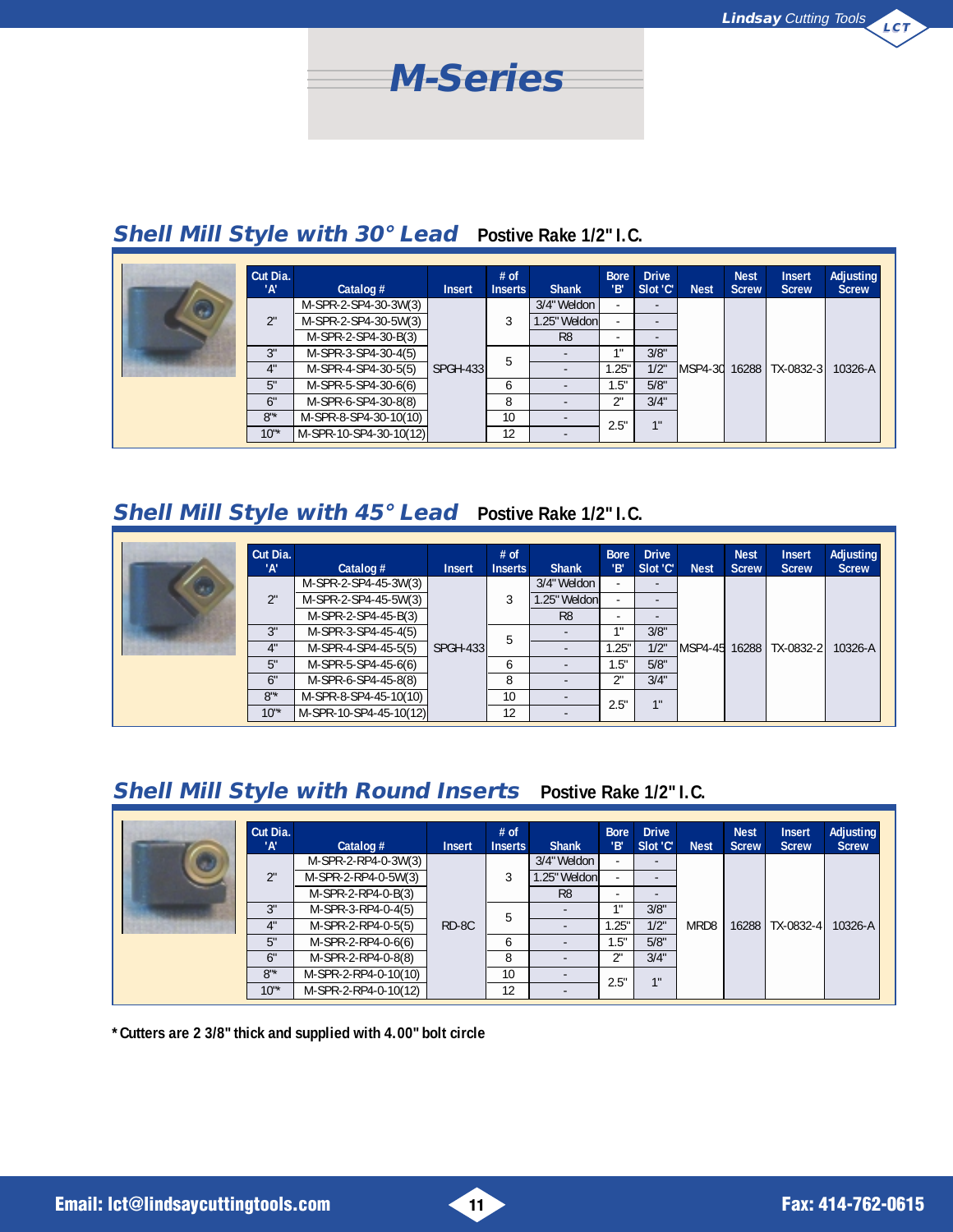# M-Series

## Shell Mill Style with 30° Lead

**Postive Rake 1/2" I.C.**

| Cut Dia. 'A' | Catalog # | Insert | # of Inserts | Shank | Bore 'B' | Drive Slot 'C' | Nest | Nest Screw | Insert Screw | Adjusting Screw |
|---|---|---|---|---|---|---|---|---|---|---|
| 2" | M-SPR-2-SP4-30-3W(3) | SPGH-433 | 3 | 3/4" Weldon | - | - | MSP4-30 | 16288 | TX-0832-3 | 10326-A |
| | M-SPR-2-SP4-30-5W(3) | | | 1.25" Weldon | - | - | | | | |
| | M-SPR-2-SP4-30-B(3) | | | R8 | - | - | | | | |
| 3" | M-SPR-3-SP4-30-4(5) | | 5 | - | 1" | 3/8" | | | | |
| 4" | M-SPR-4-SP4-30-5(5) | | | - | 1.25" | 1/2" | | | | |
| 5" | M-SPR-5-SP4-30-6(6) | | 6 | - | 1.5" | 5/8" | | | | |
| 6" | M-SPR-6-SP4-30-8(8) | | 8 | - | 2" | 3/4" | | | | |
| 8"* | M-SPR-8-SP4-30-10(10) | | 10 | - | 2.5" | 1" | | | | |
| 10"* | M-SPR-10-SP4-30-10(12) | | 12 | - | | | | | | |

## Shell Mill Style with 45° Lead

**Postive Rake 1/2" I.C.**

| Cut Dia. 'A' | Catalog # | Insert | # of Inserts | Shank | Bore 'B' | Drive Slot 'C' | Nest | Nest Screw | Insert Screw | Adjusting Screw |
|---|---|---|---|---|---|---|---|---|---|---|
| 2" | M-SPR-2-SP4-45-3W(3) | SPGH-433 | 3 | 3/4" Weldon | - | - | MSP4-45 | 16288 | TX-0832-2 | 10326-A |
| | M-SPR-2-SP4-45-5W(3) | | | 1.25" Weldon | - | - | | | | |
| | M-SPR-2-SP4-45-B(3) | | | R8 | - | - | | | | |
| 3" | M-SPR-3-SP4-45-4(5) | | 5 | - | 1" | 3/8" | | | | |
| 4" | M-SPR-4-SP4-45-5(5) | | | - | 1.25" | 1/2" | | | | |
| 5" | M-SPR-5-SP4-45-6(6) | | 6 | - | 1.5" | 5/8" | | | | |
| 6" | M-SPR-6-SP4-45-8(8) | | 8 | - | 2" | 3/4" | | | | |
| 8"* | M-SPR-8-SP4-45-10(10) | | 10 | - | 2.5" | 1" | | | | |
| 10"* | M-SPR-10-SP4-45-10(12) | | 12 | - | | | | | | |

## Shell Mill Style with Round Inserts

**Postive Rake 1/2" I.C.**

| Cut Dia. 'A' | Catalog # | Insert | # of Inserts | Shank | Bore 'B' | Drive Slot 'C' | Nest | Nest Screw | Insert Screw | Adjusting Screw |
|---|---|---|---|---|---|---|---|---|---|---|
| 2" | M-SPR-2-RP4-0-3W(3) | RD-8C | 3 | 3/4" Weldon | - | - | MRD8 | 16288 | TX-0832-4 | 10326-A |
| | M-SPR-2-RP4-0-5W(3) | | | 1.25" Weldon | - | - | | | | |
| | M-SPR-2-RP4-0-B(3) | | | R8 | - | - | | | | |
| 3" | M-SPR-3-RP4-0-4(5) | | 5 | - | 1" | 3/8" | | | | |
| 4" | M-SPR-2-RP4-0-5(5) | | | - | 1.25" | 1/2" | | | | |
| 5" | M-SPR-2-RP4-0-6(6) | | 6 | - | 1.5" | 5/8" | | | | |
| 6" | M-SPR-2-RP4-0-8(8) | | 8 | - | 2" | 3/4" | | | | |
| 8"* | M-SPR-2-RP4-0-10(10) | | 10 | - | 2.5" | 1" | | | | |
| 10"* | M-SPR-2-RP4-0-10(12) | | 12 | - | | | | | | |

*Cutters are 2 3/8" thick and supplied with 4.00" bolt circle

Email: lct@lindsaycuttingtools.com

Fax: 414-762-0615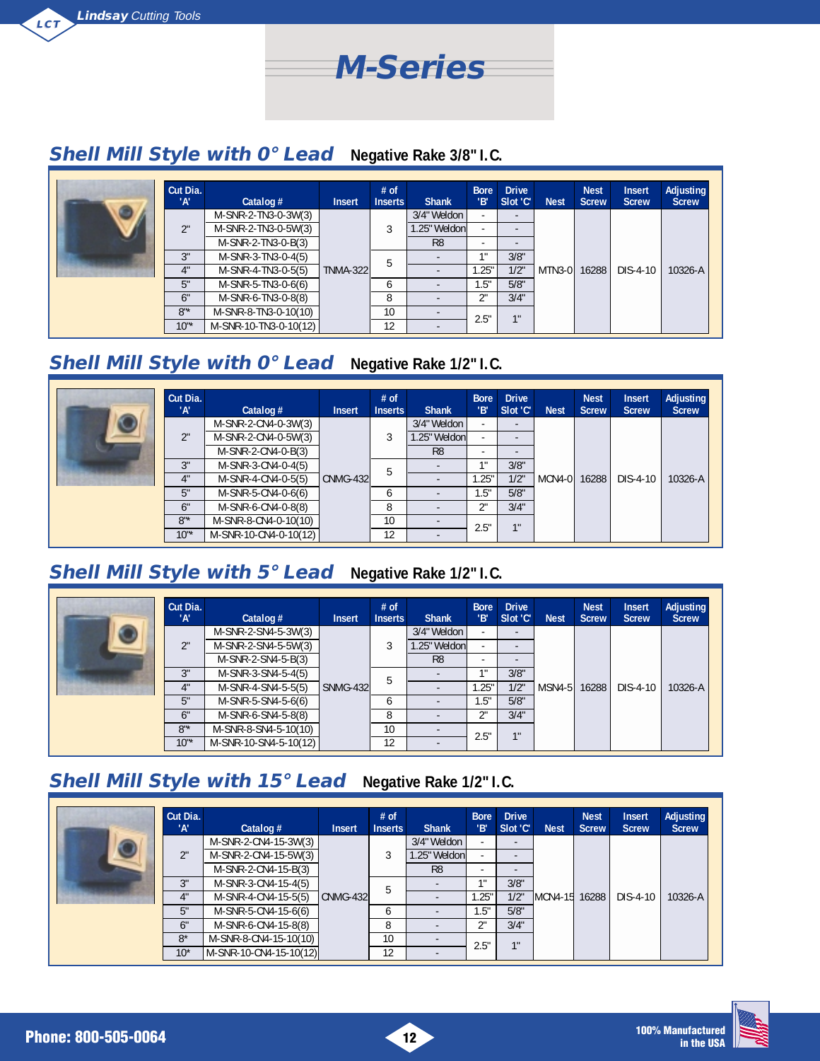# M-Series

## Shell Mill Style with 0° Lead  Negative Rake 3/8" I.C.

| Cut Dia. 'A' | Catalog # | Insert | # of Inserts | Shank | Bore 'B' | Drive Slot 'C' | Nest | Nest Screw | Insert Screw | Adjusting Screw |
|---|---|---|---|---|---|---|---|---|---|---|
| 2" | M-SNR-2-TN3-0-3W(3) | TNMA-322 | 3 | 3/4" Weldon | - | - | MTN3-0 | 16288 | DIS-4-10 | 10326-A |
| | M-SNR-2-TN3-0-5W(3) | | | 1.25" Weldon | - | - | | | | |
| | M-SNR-2-TN3-0-B(3) | | | R8 | - | - | | | | |
| 3" | M-SNR-3-TN3-0-4(5) | | 5 | - | 1" | 3/8" | | | | |
| 4" | M-SNR-4-TN3-0-5(5) | | | - | 1.25" | 1/2" | | | | |
| 5" | M-SNR-5-TN3-0-6(6) | | 6 | - | 1.5" | 5/8" | | | | |
| 6" | M-SNR-6-TN3-0-8(8) | | 8 | - | 2" | 3/4" | | | | |
| 8"* | M-SNR-8-TN3-0-10(10) | | 10 | - | 2.5" | 1" | | | | |
| 10"* | M-SNR-10-TN3-0-10(12) | | 12 | - | | | | | | |

## Shell Mill Style with 0° Lead  Negative Rake 1/2" I.C.

| Cut Dia. 'A' | Catalog # | Insert | # of Inserts | Shank | Bore 'B' | Drive Slot 'C' | Nest | Nest Screw | Insert Screw | Adjusting Screw |
|---|---|---|---|---|---|---|---|---|---|---|
| 2" | M-SNR-2-CN4-0-3W(3) | CNMG-432 | 3 | 3/4" Weldon | - | - | MCN4-0 | 16288 | DIS-4-10 | 10326-A |
| | M-SNR-2-CN4-0-5W(3) | | | 1.25" Weldon | - | - | | | | |
| | M-SNR-2-CN4-0-B(3) | | | R8 | - | - | | | | |
| 3" | M-SNR-3-CN4-0-4(5) | | 5 | - | 1" | 3/8" | | | | |
| 4" | M-SNR-4-CN4-0-5(5) | | | - | 1.25" | 1/2" | | | | |
| 5" | M-SNR-5-CN4-0-6(6) | | 6 | - | 1.5" | 5/8" | | | | |
| 6" | M-SNR-6-CN4-0-8(8) | | 8 | - | 2" | 3/4" | | | | |
| 8"* | M-SNR-8-CN4-0-10(10) | | 10 | - | 2.5" | 1" | | | | |
| 10"* | M-SNR-10-CN4-0-10(12) | | 12 | - | | | | | | |

## Shell Mill Style with 5° Lead  Negative Rake 1/2" I.C.

| Cut Dia. 'A' | Catalog # | Insert | # of Inserts | Shank | Bore 'B' | Drive Slot 'C' | Nest | Nest Screw | Insert Screw | Adjusting Screw |
|---|---|---|---|---|---|---|---|---|---|---|
| 2" | M-SNR-2-SN4-5-3W(3) | SNMG-432 | 3 | 3/4" Weldon | - | - | MSN4-5 | 16288 | DIS-4-10 | 10326-A |
| | M-SNR-2-SN4-5-5W(3) | | | 1.25" Weldon | - | - | | | | |
| | M-SNR-2-SN4-5-B(3) | | | R8 | - | - | | | | |
| 3" | M-SNR-3-SN4-5-4(5) | | 5 | - | 1" | 3/8" | | | | |
| 4" | M-SNR-4-SN4-5-5(5) | | | - | 1.25" | 1/2" | | | | |
| 5" | M-SNR-5-SN4-5-6(6) | | 6 | - | 1.5" | 5/8" | | | | |
| 6" | M-SNR-6-SN4-5-8(8) | | 8 | - | 2" | 3/4" | | | | |
| 8"* | M-SNR-8-SN4-5-10(10) | | 10 | - | 2.5" | 1" | | | | |
| 10"* | M-SNR-10-SN4-5-10(12) | | 12 | - | | | | | | |

## Shell Mill Style with 15° Lead  Negative Rake 1/2" I.C.

| Cut Dia. 'A' | Catalog # | Insert | # of Inserts | Shank | Bore 'B' | Drive Slot 'C' | Nest | Nest Screw | Insert Screw | Adjusting Screw |
|---|---|---|---|---|---|---|---|---|---|---|
| 2" | M-SNR-2-CN4-15-3W(3) | CNMG-432 | 3 | 3/4" Weldon | - | - | MCN4-15 | 16288 | DIS-4-10 | 10326-A |
| | M-SNR-2-CN4-15-5W(3) | | | 1.25" Weldon | - | - | | | | |
| | M-SNR-2-CN4-15-B(3) | | | R8 | - | - | | | | |
| 3" | M-SNR-3-CN4-15-4(5) | | 5 | - | 1" | 3/8" | | | | |
| 4" | M-SNR-4-CN4-15-5(5) | | | - | 1.25" | 1/2" | | | | |
| 5" | M-SNR-5-CN4-15-6(6) | | 6 | - | 1.5" | 5/8" | | | | |
| 6" | M-SNR-6-CN4-15-8(8) | | 8 | - | 2" | 3/4" | | | | |
| 8"* | M-SNR-8-CN4-15-10(10) | | 10 | - | 2.5" | 1" | | | | |
| 10"* | M-SNR-10-CN4-15-10(12) | | 12 | - | | | | | | |

Phone: 800-505-0064

100% Manufactured in the USA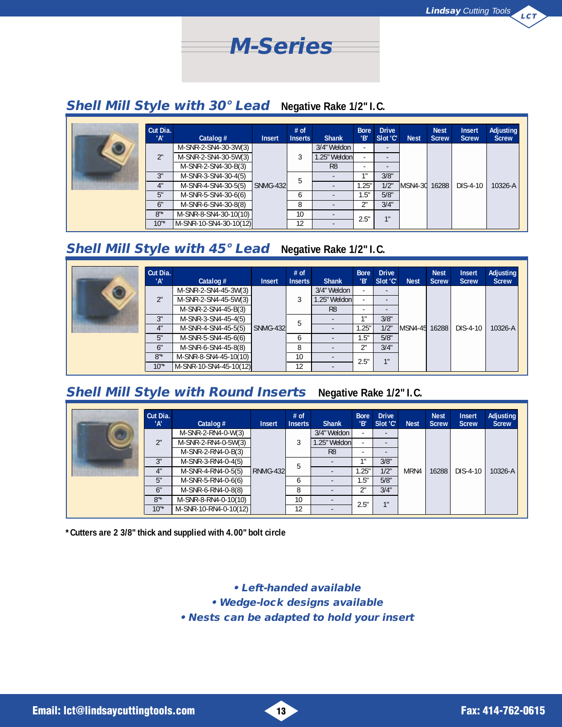# M-Series

## Shell Mill Style with 30° Lead

**Negative Rake 1/2" I.C.**

| Cut Dia. 'A' | Catalog # | Insert | # of Inserts | Shank | Bore 'B' | Drive Slot 'C' | Nest | Nest Screw | Insert Screw | Adjusting Screw |
|---|---|---|---|---|---|---|---|---|---|---|
| 2" | M-SNR-2-SN4-30-3W(3) | SNMG-432 | 3 | 3/4" Weldon | - | - | MSN4-30 | 16288 | DIS-4-10 | 10326-A |
| | M-SNR-2-SN4-30-5W(3) | | | 1.25" Weldon | - | - | | | | |
| | M-SNR-2-SN4-30-B(3) | | | R8 | - | - | | | | |
| 3" | M-SNR-3-SN4-30-4(5) | | 5 | - | 1" | 3/8" | | | | |
| 4" | M-SNR-4-SN4-30-5(5) | | | - | 1.25" | 1/2" | | | | |
| 5" | M-SNR-5-SN4-30-6(6) | | 6 | - | 1.5" | 5/8" | | | | |
| 6" | M-SNR-6-SN4-30-8(8) | | 8 | - | 2" | 3/4" | | | | |
| 8"* | M-SNR-8-SN4-30-10(10) | | 10 | - | 2.5" | 1" | | | | |
| 10"* | M-SNR-10-SN4-30-10(12) | | 12 | - | | | | | | |

## Shell Mill Style with 45° Lead

**Negative Rake 1/2" I.C.**

| Cut Dia. 'A' | Catalog # | Insert | # of Inserts | Shank | Bore 'B' | Drive Slot 'C' | Nest | Nest Screw | Insert Screw | Adjusting Screw |
|---|---|---|---|---|---|---|---|---|---|---|
| 2" | M-SNR-2-SN4-45-3W(3) | SNMG-432 | 3 | 3/4" Weldon | - | - | MSN4-45 | 16288 | DIS-4-10 | 10326-A |
| | M-SNR-2-SN4-45-5W(3) | | | 1.25" Weldon | - | - | | | | |
| | M-SNR-2-SN4-45-B(3) | | | R8 | - | - | | | | |
| 3" | M-SNR-3-SN4-45-4(5) | | 5 | - | 1" | 3/8" | | | | |
| 4" | M-SNR-4-SN4-45-5(5) | | | - | 1.25" | 1/2" | | | | |
| 5" | M-SNR-5-SN4-45-6(6) | | 6 | - | 1.5" | 5/8" | | | | |
| 6" | M-SNR-6-SN4-45-8(8) | | 8 | - | 2" | 3/4" | | | | |
| 8"* | M-SNR-8-SN4-45-10(10) | | 10 | - | 2.5" | 1" | | | | |
| 10"* | M-SNR-10-SN4-45-10(12) | | 12 | - | | | | | | |

## Shell Mill Style with Round Inserts

**Negative Rake 1/2" I.C.**

| Cut Dia. 'A' | Catalog # | Insert | # of Inserts | Shank | Bore 'B' | Drive Slot 'C' | Nest | Nest Screw | Insert Screw | Adjusting Screw |
|---|---|---|---|---|---|---|---|---|---|---|
| 2" | M-SNR-2-RN4-0-W(3) | RNMG-432 | 3 | 3/4" Weldon | - | - | MRN4 | 16288 | DIS-4-10 | 10326-A |
| | M-SNR-2-RN4-0-5W(3) | | | 1.25" Weldon | - | - | | | | |
| | M-SNR-2-RN4-0-B(3) | | | R8 | - | - | | | | |
| 3" | M-SNR-3-RN4-0-4(5) | | 5 | - | 1" | 3/8" | | | | |
| 4" | M-SNR-4-RN4-0-5(5) | | | - | 1.25" | 1/2" | | | | |
| 5" | M-SNR-5-RN4-0-6(6) | | 6 | - | 1.5" | 5/8" | | | | |
| 6" | M-SNR-6-RN4-0-8(8) | | 8 | - | 2" | 3/4" | | | | |
| 8"* | M-SNR-8-RN4-0-10(10) | | 10 | - | 2.5" | 1" | | | | |
| 10"* | M-SNR-10-RN4-0-10(12) | | 12 | - | | | | | | |

**\* Cutters are 2 3/8" thick and supplied with 4.00" bolt circle**

*• Left-handed available*
*• Wedge-lock designs available*
*• Nests can be adapted to hold your insert*

Email: lct@lindsaycuttingtools.com

Fax: 414-762-0615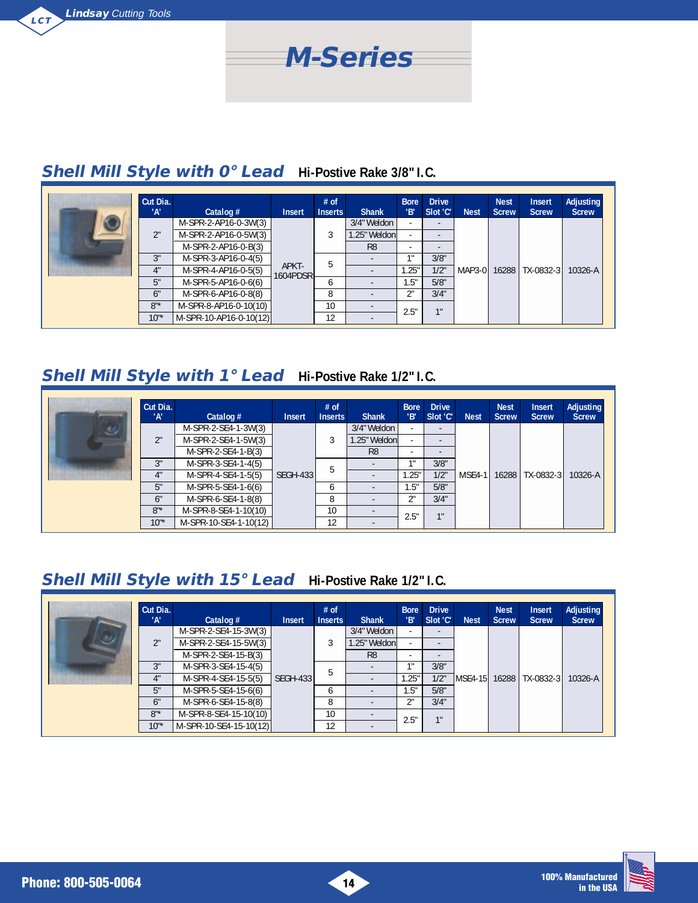# M-Series

## Shell Mill Style with 0° Lead   Hi-Postive Rake 3/8" I.C.

| Cut Dia. 'A' | Catalog # | Insert | # of Inserts | Shank | Bore 'B' | Drive Slot 'C' | Nest | Nest Screw | Insert Screw | Adjusting Screw |
|---|---|---|---|---|---|---|---|---|---|---|
| 2" | M-SPR-2-AP16-0-3W(3) | APKT-1604PDSR | 3 | 3/4" Weldon | - | - | MAP3-0 | 16288 | TX-0832-3 | 10326-A |
| | M-SPR-2-AP16-0-5W(3) | | | 1.25" Weldon | - | - | | | | |
| | M-SPR-2-AP16-0-B(3) | | | R8 | - | - | | | | |
| 3" | M-SPR-3-AP16-0-4(5) | | 5 | - | 1" | 3/8" | | | | |
| 4" | M-SPR-4-AP16-0-5(5) | | | - | 1.25" | 1/2" | | | | |
| 5" | M-SPR-5-AP16-0-6(6) | | 6 | - | 1.5" | 5/8" | | | | |
| 6" | M-SPR-6-AP16-0-8(8) | | 8 | - | 2" | 3/4" | | | | |
| 8"* | M-SPR-8-AP16-0-10(10) | | 10 | - | 2.5" | 1" | | | | |
| 10"* | M-SPR-10-AP16-0-10(12) | | 12 | - | | | | | | |

## Shell Mill Style with 1° Lead   Hi-Postive Rake 1/2" I.C.

| Cut Dia. 'A' | Catalog # | Insert | # of Inserts | Shank | Bore 'B' | Drive Slot 'C' | Nest | Nest Screw | Insert Screw | Adjusting Screw |
|---|---|---|---|---|---|---|---|---|---|---|
| 2" | M-SPR-2-SE4-1-3W(3) | SEGH-433 | 3 | 3/4" Weldon | - | - | MSE4-1 | 16288 | TX-0832-3 | 10326-A |
| | M-SPR-2-SE4-1-5W(3) | | | 1.25" Weldon | - | - | | | | |
| | M-SPR-2-SE4-1-B(3) | | | R8 | - | - | | | | |
| 3" | M-SPR-3-SE4-1-4(5) | | 5 | - | 1" | 3/8" | | | | |
| 4" | M-SPR-4-SE4-1-5(5) | | | - | 1.25" | 1/2" | | | | |
| 5" | M-SPR-5-SE4-1-6(6) | | 6 | - | 1.5" | 5/8" | | | | |
| 6" | M-SPR-6-SE4-1-8(8) | | 8 | - | 2" | 3/4" | | | | |
| 8"* | M-SPR-8-SE4-1-10(10) | | 10 | - | 2.5" | 1" | | | | |
| 10"* | M-SPR-10-SE4-1-10(12) | | 12 | - | | | | | | |

## Shell Mill Style with 15° Lead   Hi-Postive Rake 1/2" I.C.

| Cut Dia. 'A' | Catalog # | Insert | # of Inserts | Shank | Bore 'B' | Drive Slot 'C' | Nest | Nest Screw | Insert Screw | Adjusting Screw |
|---|---|---|---|---|---|---|---|---|---|---|
| 2" | M-SPR-2-SE4-15-3W(3) | SEGH-433 | 3 | 3/4" Weldon | - | - | MSE4-15 | 16288 | TX-0832-3 | 10326-A |
| | M-SPR-2-SE4-15-5W(3) | | | 1.25" Weldon | - | - | | | | |
| | M-SPR-2-SE4-15-B(3) | | | R8 | - | - | | | | |
| 3" | M-SPR-3-SE4-15-4(5) | | 5 | - | 1" | 3/8" | | | | |
| 4" | M-SPR-4-SE4-15-5(5) | | | - | 1.25" | 1/2" | | | | |
| 5" | M-SPR-5-SE4-15-6(6) | | 6 | - | 1.5" | 5/8" | | | | |
| 6" | M-SPR-6-SE4-15-8(8) | | 8 | - | 2" | 3/4" | | | | |
| 8"* | M-SPR-8-SE4-15-10(10) | | 10 | - | 2.5" | 1" | | | | |
| 10"* | M-SPR-10-SE4-15-10(12) | | 12 | - | | | | | | |

Phone: 800-505-0064

100% Manufactured in the USA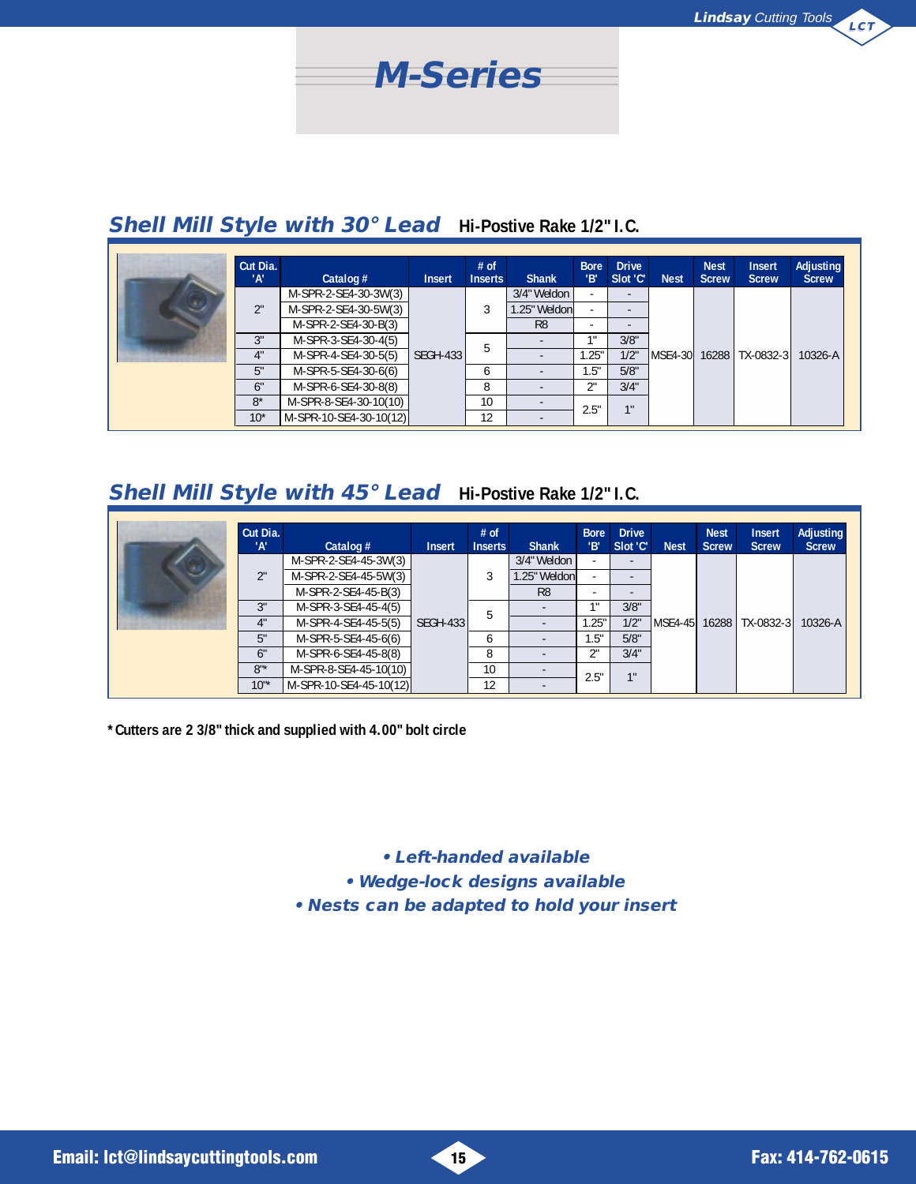# M-Series

## Shell Mill Style with 30° Lead

**Hi-Postive Rake 1/2" I.C.**

| Cut Dia. 'A' | Catalog # | Insert | # of Inserts | Shank | Bore 'B' | Drive Slot 'C' | Nest | Nest Screw | Insert Screw | Adjusting Screw |
|---|---|---|---|---|---|---|---|---|---|---|
| 2" | M-SPR-2-SE4-30-3W(3) | SEGH-433 | 3 | 3/4" Weldon | - | - | MSE4-30 | 16288 | TX-0832-3 | 10326-A |
| 2" | M-SPR-2-SE4-30-5W(3) | SEGH-433 | 3 | 1.25" Weldon | - | - | MSE4-30 | 16288 | TX-0832-3 | 10326-A |
| 2" | M-SPR-2-SE4-30-B(3) | SEGH-433 | 3 | R8 | - | - | MSE4-30 | 16288 | TX-0832-3 | 10326-A |
| 3" | M-SPR-3-SE4-30-4(5) | SEGH-433 | 5 | - | 1" | 3/8" | MSE4-30 | 16288 | TX-0832-3 | 10326-A |
| 4" | M-SPR-4-SE4-30-5(5) | SEGH-433 | 5 | - | 1.25" | 1/2" | MSE4-30 | 16288 | TX-0832-3 | 10326-A |
| 5" | M-SPR-5-SE4-30-6(6) | SEGH-433 | 6 | - | 1.5" | 5/8" | MSE4-30 | 16288 | TX-0832-3 | 10326-A |
| 6" | M-SPR-6-SE4-30-8(8) | SEGH-433 | 8 | - | 2" | 3/4" | MSE4-30 | 16288 | TX-0832-3 | 10326-A |
| 8* | M-SPR-8-SE4-30-10(10) | SEGH-433 | 10 | - | 2.5" | 1" | MSE4-30 | 16288 | TX-0832-3 | 10326-A |
| 10* | M-SPR-10-SE4-30-10(12) | SEGH-433 | 12 | - | 2.5" | 1" | MSE4-30 | 16288 | TX-0832-3 | 10326-A |

## Shell Mill Style with 45° Lead

**Hi-Postive Rake 1/2" I.C.**

| Cut Dia. 'A' | Catalog # | Insert | # of Inserts | Shank | Bore 'B' | Drive Slot 'C' | Nest | Nest Screw | Insert Screw | Adjusting Screw |
|---|---|---|---|---|---|---|---|---|---|---|
| 2" | M-SPR-2-SE4-45-3W(3) | SEGH-433 | 3 | 3/4" Weldon | - | - | MSE4-45 | 16288 | TX-0832-3 | 10326-A |
| 2" | M-SPR-2-SE4-45-5W(3) | SEGH-433 | 3 | 1.25" Weldon | - | - | MSE4-45 | 16288 | TX-0832-3 | 10326-A |
| 2" | M-SPR-2-SE4-45-B(3) | SEGH-433 | 3 | R8 | - | - | MSE4-45 | 16288 | TX-0832-3 | 10326-A |
| 3" | M-SPR-3-SE4-45-4(5) | SEGH-433 | 5 | - | 1" | 3/8" | MSE4-45 | 16288 | TX-0832-3 | 10326-A |
| 4" | M-SPR-4-SE4-45-5(5) | SEGH-433 | 5 | - | 1.25" | 1/2" | MSE4-45 | 16288 | TX-0832-3 | 10326-A |
| 5" | M-SPR-5-SE4-45-6(6) | SEGH-433 | 6 | - | 1.5" | 5/8" | MSE4-45 | 16288 | TX-0832-3 | 10326-A |
| 6" | M-SPR-6-SE4-45-8(8) | SEGH-433 | 8 | - | 2" | 3/4" | MSE4-45 | 16288 | TX-0832-3 | 10326-A |
| 8"* | M-SPR-8-SE4-45-10(10) | SEGH-433 | 10 | - | 2.5" | 1" | MSE4-45 | 16288 | TX-0832-3 | 10326-A |
| 10"* | M-SPR-10-SE4-45-10(12) | SEGH-433 | 12 | - | 2.5" | 1" | MSE4-45 | 16288 | TX-0832-3 | 10326-A |

*Cutters are 2 3/8" thick and supplied with 4.00" bolt circle

- *Left-handed available*
- *Wedge-lock designs available*
- *Nests can be adapted to hold your insert*

Email: lct@lindsaycuttingtools.com

Fax: 414-762-0615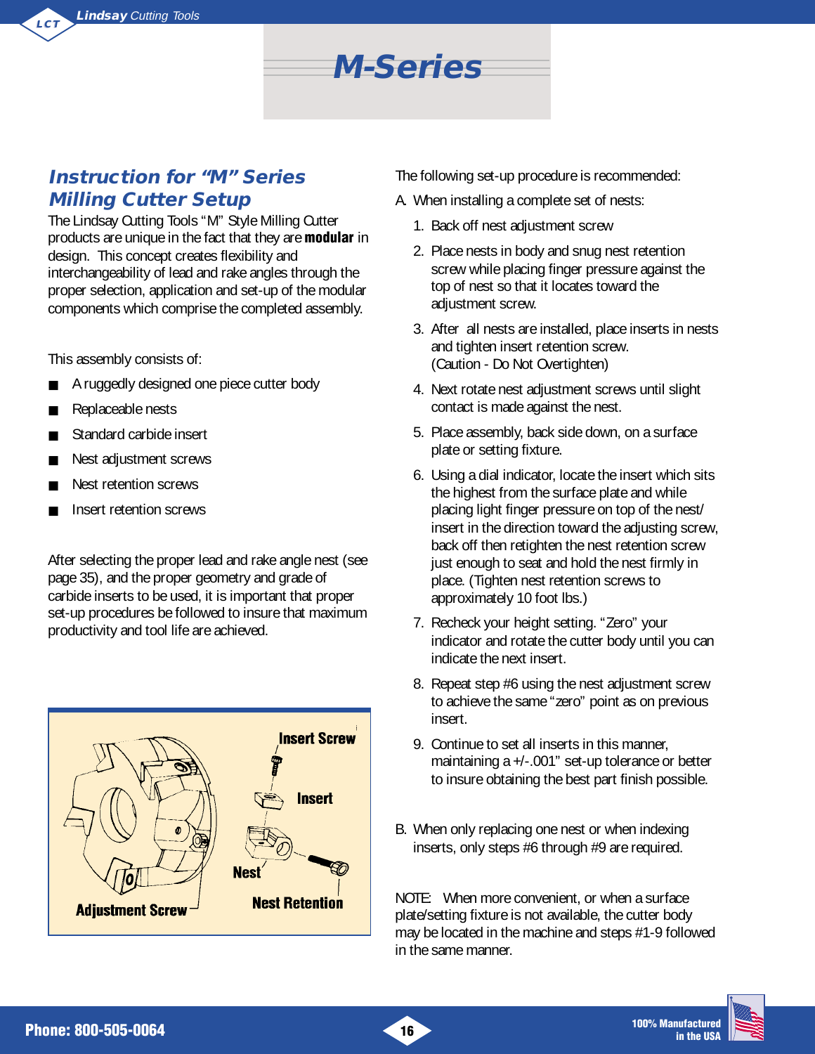# M-Series

## Instruction for "M" Series Milling Cutter Setup

The Lindsay Cutting Tools "M" Style Milling Cutter products are unique in the fact that they are **modular** in design. This concept creates flexibility and interchangeability of lead and rake angles through the proper selection, application and set-up of the modular components which comprise the completed assembly.

This assembly consists of:

- A ruggedly designed one piece cutter body
- Replaceable nests
- Standard carbide insert
- Nest adjustment screws
- Nest retention screws
- Insert retention screws

After selecting the proper lead and rake angle nest (see page 35), and the proper geometry and grade of carbide inserts to be used, it is important that proper set-up procedures be followed to insure that maximum productivity and tool life are achieved.

Insert Screw
Insert
Nest
Nest Retention
Adjustment Screw

The following set-up procedure is recommended:

A. When installing a complete set of nests:

1. Back off nest adjustment screw
2. Place nests in body and snug nest retention screw while placing finger pressure against the top of nest so that it locates toward the adjustment screw.
3. After all nests are installed, place inserts in nests and tighten insert retention screw. (Caution - Do Not Overtighten)
4. Next rotate nest adjustment screws until slight contact is made against the nest.
5. Place assembly, back side down, on a surface plate or setting fixture.
6. Using a dial indicator, locate the insert which sits the highest from the surface plate and while placing light finger pressure on top of the nest/insert in the direction toward the adjusting screw, back off then retighten the nest retention screw just enough to seat and hold the nest firmly in place. (Tighten nest retention screws to approximately 10 foot lbs.)
7. Recheck your height setting. "Zero" your indicator and rotate the cutter body until you can indicate the next insert.
8. Repeat step #6 using the nest adjustment screw to achieve the same "zero" point as on previous insert.
9. Continue to set all inserts in this manner, maintaining a +/-.001" set-up tolerance or better to insure obtaining the best part finish possible.

B. When only replacing one nest or when indexing inserts, only steps #6 through #9 are required.

NOTE: When more convenient, or when a surface plate/setting fixture is not available, the cutter body may be located in the machine and steps #1-9 followed in the same manner.